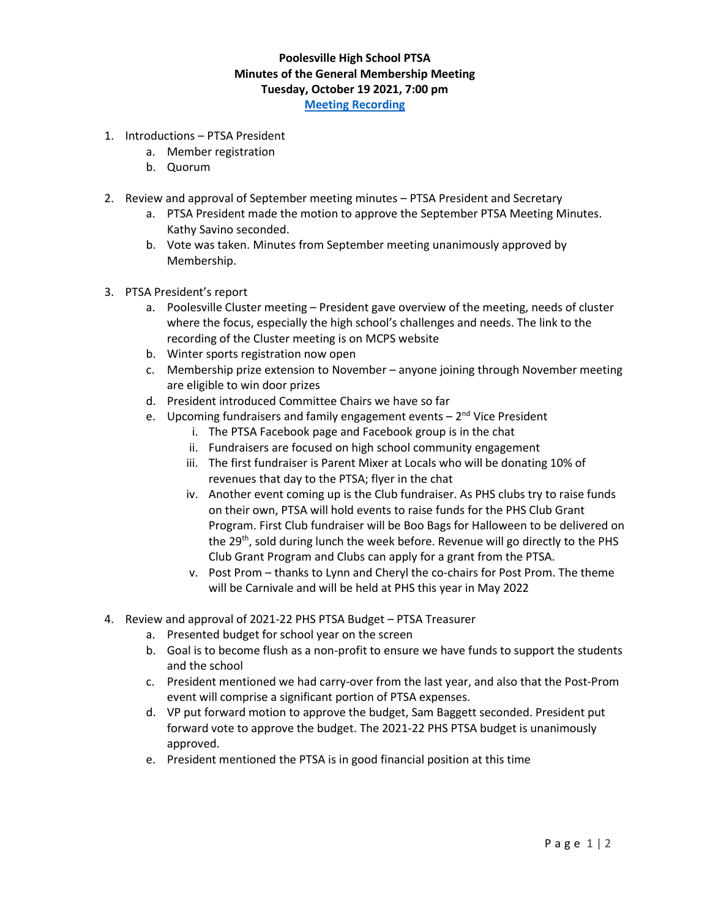**Poolesville High School PTSA**
**Minutes of the General Membership Meeting**
**Tuesday, October 19 2021, 7:00 pm**
**[Meeting Recording]**

1. Introductions – PTSA President
    a. Member registration
    b. Quorum

2. Review and approval of September meeting minutes – PTSA President and Secretary
    a. PTSA President made the motion to approve the September PTSA Meeting Minutes. Kathy Savino seconded.
    b. Vote was taken. Minutes from September meeting unanimously approved by Membership.

3. PTSA President's report
    a. Poolesville Cluster meeting – President gave overview of the meeting, needs of cluster where the focus, especially the high school's challenges and needs. The link to the recording of the Cluster meeting is on MCPS website
    b. Winter sports registration now open
    c. Membership prize extension to November – anyone joining through November meeting are eligible to win door prizes
    d. President introduced Committee Chairs we have so far
    e. Upcoming fundraisers and family engagement events – 2nd Vice President
        i. The PTSA Facebook page and Facebook group is in the chat
        ii. Fundraisers are focused on high school community engagement
        iii. The first fundraiser is Parent Mixer at Locals who will be donating 10% of revenues that day to the PTSA; flyer in the chat
        iv. Another event coming up is the Club fundraiser. As PHS clubs try to raise funds on their own, PTSA will hold events to raise funds for the PHS Club Grant Program. First Club fundraiser will be Boo Bags for Halloween to be delivered on the 29th, sold during lunch the week before. Revenue will go directly to the PHS Club Grant Program and Clubs can apply for a grant from the PTSA.
        v. Post Prom – thanks to Lynn and Cheryl the co-chairs for Post Prom. The theme will be Carnivale and will be held at PHS this year in May 2022

4. Review and approval of 2021-22 PHS PTSA Budget – PTSA Treasurer
    a. Presented budget for school year on the screen
    b. Goal is to become flush as a non-profit to ensure we have funds to support the students and the school
    c. President mentioned we had carry-over from the last year, and also that the Post-Prom event will comprise a significant portion of PTSA expenses.
    d. VP put forward motion to approve the budget, Sam Baggett seconded. President put forward vote to approve the budget. The 2021-22 PHS PTSA budget is unanimously approved.
    e. President mentioned the PTSA is in good financial position at this time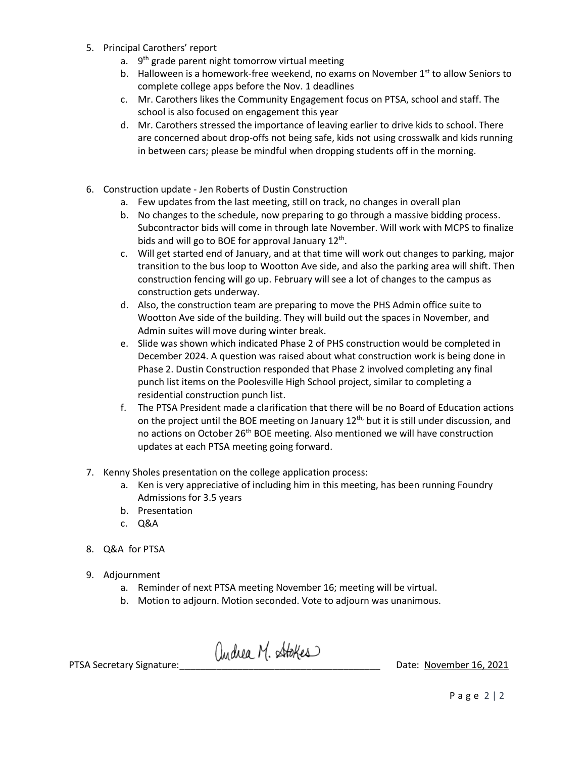5. Principal Carothers' report
    a. 9th grade parent night tomorrow virtual meeting
    b. Halloween is a homework-free weekend, no exams on November 1st to allow Seniors to complete college apps before the Nov. 1 deadlines
    c. Mr. Carothers likes the Community Engagement focus on PTSA, school and staff. The school is also focused on engagement this year
    d. Mr. Carothers stressed the importance of leaving earlier to drive kids to school. There are concerned about drop-offs not being safe, kids not using crosswalk and kids running in between cars; please be mindful when dropping students off in the morning.

6. Construction update - Jen Roberts of Dustin Construction
    a. Few updates from the last meeting, still on track, no changes in overall plan
    b. No changes to the schedule, now preparing to go through a massive bidding process. Subcontractor bids will come in through late November. Will work with MCPS to finalize bids and will go to BOE for approval January 12th.
    c. Will get started end of January, and at that time will work out changes to parking, major transition to the bus loop to Wootton Ave side, and also the parking area will shift. Then construction fencing will go up. February will see a lot of changes to the campus as construction gets underway.
    d. Also, the construction team are preparing to move the PHS Admin office suite to Wootton Ave side of the building. They will build out the spaces in November, and Admin suites will move during winter break.
    e. Slide was shown which indicated Phase 2 of PHS construction would be completed in December 2024. A question was raised about what construction work is being done in Phase 2. Dustin Construction responded that Phase 2 involved completing any final punch list items on the Poolesville High School project, similar to completing a residential construction punch list.
    f. The PTSA President made a clarification that there will be no Board of Education actions on the project until the BOE meeting on January 12th, but it is still under discussion, and no actions on October 26th BOE meeting. Also mentioned we will have construction updates at each PTSA meeting going forward.

7. Kenny Sholes presentation on the college application process:
    a. Ken is very appreciative of including him in this meeting, has been running Foundry Admissions for 3.5 years
    b. Presentation
    c. Q&A

8. Q&A for PTSA

9. Adjournment
    a. Reminder of next PTSA meeting November 16; meeting will be virtual.
    b. Motion to adjourn. Motion seconded. Vote to adjourn was unanimous.

PTSA Secretary Signature: Andrea M. Stokes    Date: November 16, 2021